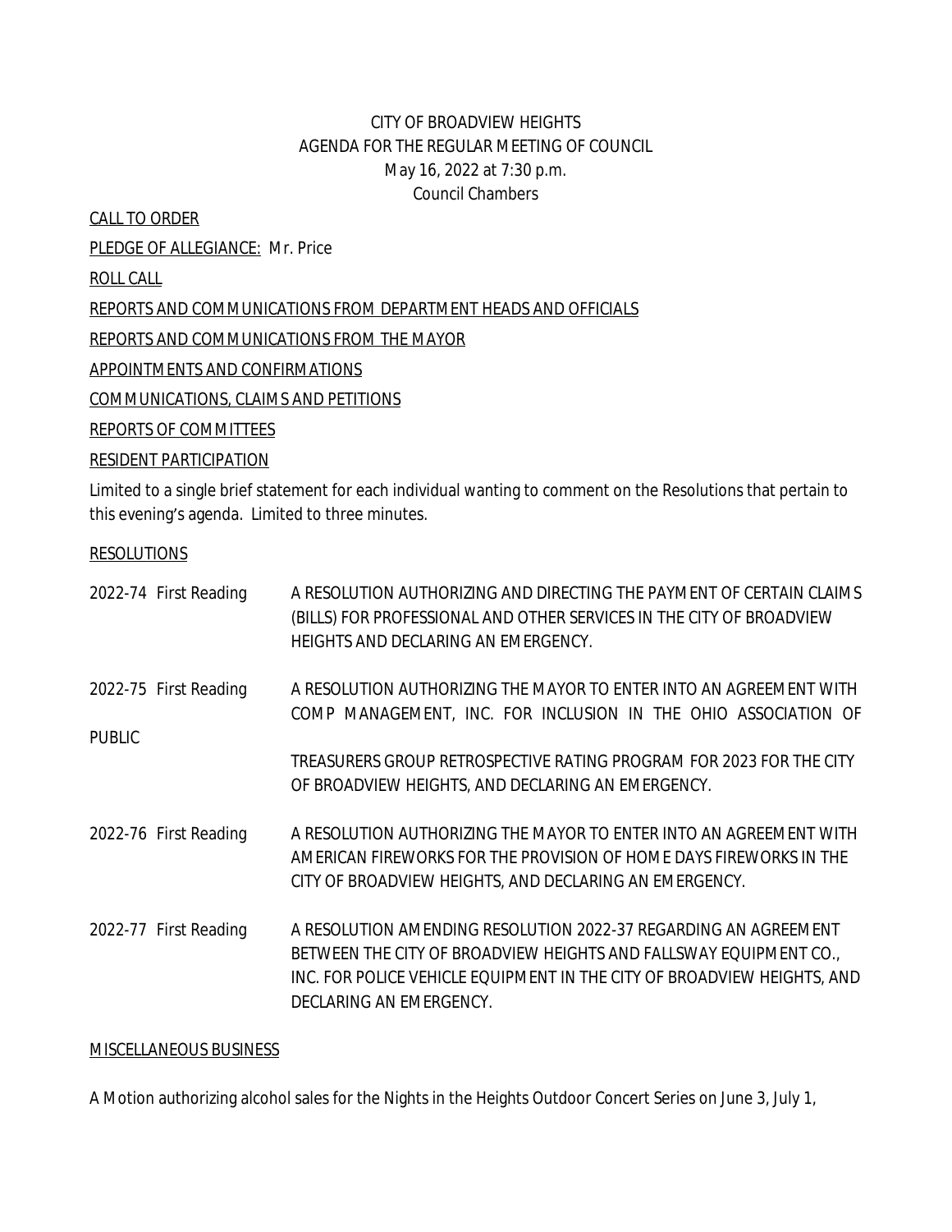CITY OF BROADVIEW HEIGHTS
AGENDA FOR THE REGULAR MEETING OF COUNCIL
May 16, 2022 at 7:30 p.m.
Council Chambers

CALL TO ORDER

PLEDGE OF ALLEGIANCE: Mr. Price

ROLL CALL

REPORTS AND COMMUNICATIONS FROM DEPARTMENT HEADS AND OFFICIALS

REPORTS AND COMMUNICATIONS FROM THE MAYOR

APPOINTMENTS AND CONFIRMATIONS

COMMUNICATIONS, CLAIMS AND PETITIONS

REPORTS OF COMMITTEES

RESIDENT PARTICIPATION

Limited to a single brief statement for each individual wanting to comment on the Resolutions that pertain to this evening's agenda. Limited to three minutes.

RESOLUTIONS

2022-74 First Reading — A RESOLUTION AUTHORIZING AND DIRECTING THE PAYMENT OF CERTAIN CLAIMS (BILLS) FOR PROFESSIONAL AND OTHER SERVICES IN THE CITY OF BROADVIEW HEIGHTS AND DECLARING AN EMERGENCY.

2022-75 First Reading — A RESOLUTION AUTHORIZING THE MAYOR TO ENTER INTO AN AGREEMENT WITH COMP MANAGEMENT, INC. FOR INCLUSION IN THE OHIO ASSOCIATION OF PUBLIC TREASURERS GROUP RETROSPECTIVE RATING PROGRAM FOR 2023 FOR THE CITY OF BROADVIEW HEIGHTS, AND DECLARING AN EMERGENCY.

2022-76 First Reading — A RESOLUTION AUTHORIZING THE MAYOR TO ENTER INTO AN AGREEMENT WITH AMERICAN FIREWORKS FOR THE PROVISION OF HOME DAYS FIREWORKS IN THE CITY OF BROADVIEW HEIGHTS, AND DECLARING AN EMERGENCY.

2022-77 First Reading — A RESOLUTION AMENDING RESOLUTION 2022-37 REGARDING AN AGREEMENT BETWEEN THE CITY OF BROADVIEW HEIGHTS AND FALLSWAY EQUIPMENT CO., INC. FOR POLICE VEHICLE EQUIPMENT IN THE CITY OF BROADVIEW HEIGHTS, AND DECLARING AN EMERGENCY.

MISCELLANEOUS BUSINESS

A Motion authorizing alcohol sales for the Nights in the Heights Outdoor Concert Series on June 3, July 1,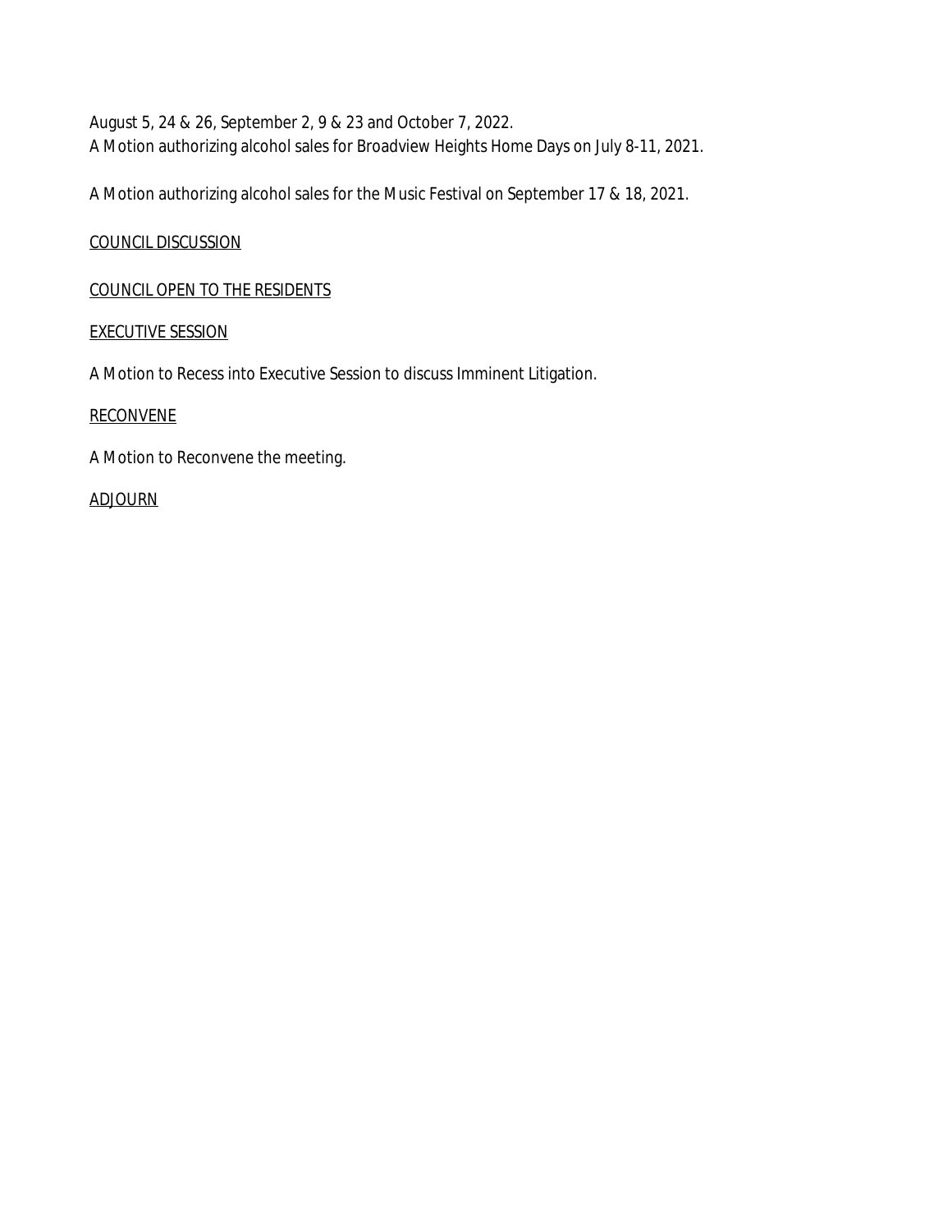August 5, 24 & 26, September 2, 9 & 23 and October 7, 2022.
A Motion authorizing alcohol sales for Broadview Heights Home Days on July 8-11, 2021.

A Motion authorizing alcohol sales for the Music Festival on September 17 & 18, 2021.

<u>COUNCIL DISCUSSION</u>

<u>COUNCIL OPEN TO THE RESIDENTS</u>

<u>EXECUTIVE SESSION</u>

A Motion to Recess into Executive Session to discuss Imminent Litigation.

<u>RECONVENE</u>

A Motion to Reconvene the meeting.

<u>ADJOURN</u>